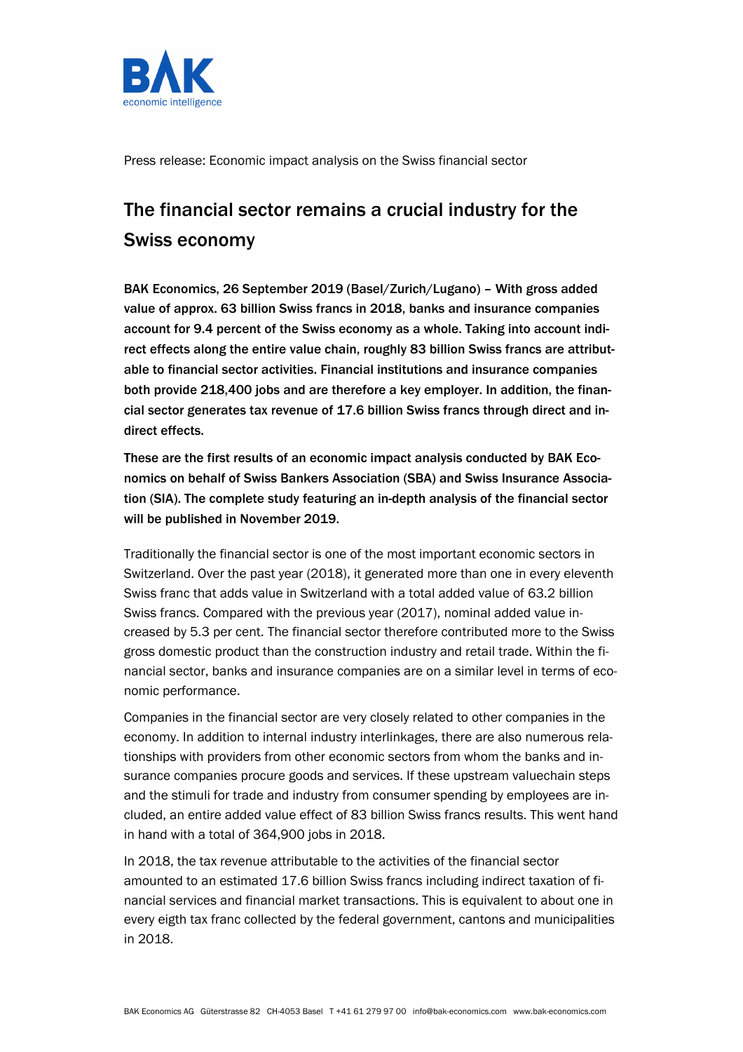Press release: Economic impact analysis on the Swiss financial sector

# The financial sector remains a crucial industry for the Swiss economy

**BAK Economics, 26 September 2019 (Basel/Zurich/Lugano) – With gross added value of approx. 63 billion Swiss francs in 2018, banks and insurance companies account for 9.4 percent of the Swiss economy as a whole. Taking into account indirect effects along the entire value chain, roughly 83 billion Swiss francs are attributable to financial sector activities. Financial institutions and insurance companies both provide 218,400 jobs and are therefore a key employer. In addition, the financial sector generates tax revenue of 17.6 billion Swiss francs through direct and indirect effects.**

**These are the first results of an economic impact analysis conducted by BAK Economics on behalf of Swiss Bankers Association (SBA) and Swiss Insurance Association (SIA). The complete study featuring an in-depth analysis of the financial sector will be published in November 2019.**

Traditionally the financial sector is one of the most important economic sectors in Switzerland. Over the past year (2018), it generated more than one in every eleventh Swiss franc that adds value in Switzerland with a total added value of 63.2 billion Swiss francs. Compared with the previous year (2017), nominal added value increased by 5.3 per cent. The financial sector therefore contributed more to the Swiss gross domestic product than the construction industry and retail trade. Within the financial sector, banks and insurance companies are on a similar level in terms of economic performance.

Companies in the financial sector are very closely related to other companies in the economy. In addition to internal industry interlinkages, there are also numerous relationships with providers from other economic sectors from whom the banks and insurance companies procure goods and services. If these upstream valuechain steps and the stimuli for trade and industry from consumer spending by employees are included, an entire added value effect of 83 billion Swiss francs results. This went hand in hand with a total of 364,900 jobs in 2018.

In 2018, the tax revenue attributable to the activities of the financial sector amounted to an estimated 17.6 billion Swiss francs including indirect taxation of financial services and financial market transactions. This is equivalent to about one in every eigth tax franc collected by the federal government, cantons and municipalities in 2018.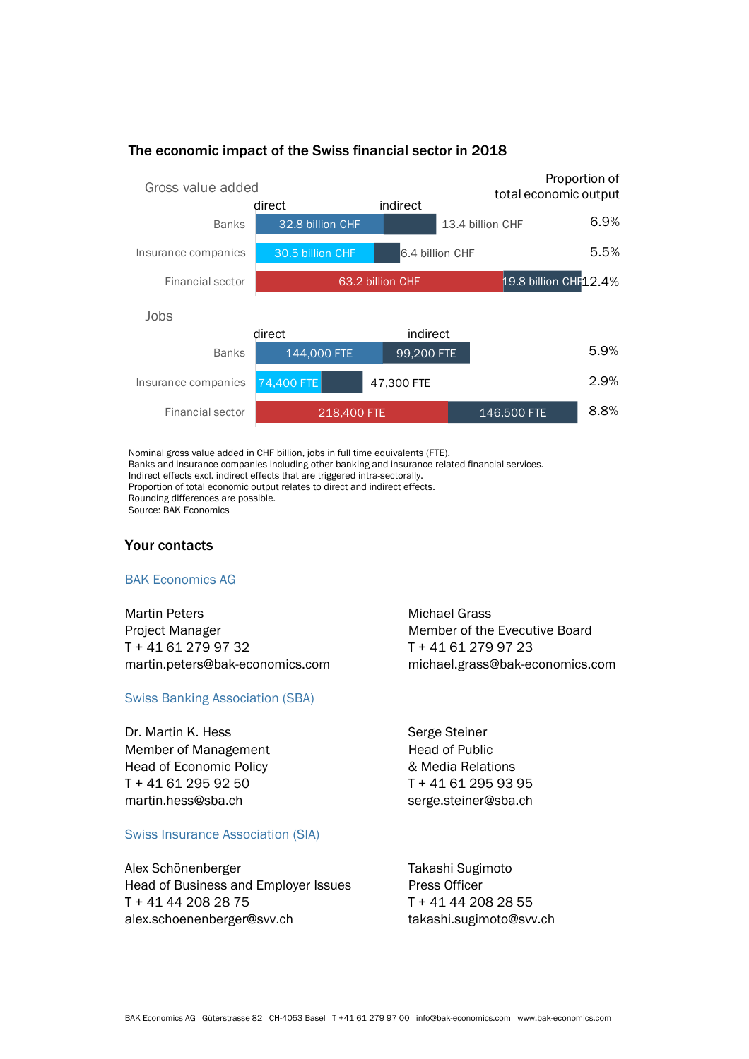## The economic impact of the Swiss financial sector in 2018

Gross value added

Proportion of total economic output

direct | indirect

Banks 32.8 billion CHF 13.4 billion CHF 6.9%

Insurance companies 30.5 billion CHF 6.4 billion CHF 5.5%

Financial sector 63.2 billion CHF 19.8 billion CHF 12.4%

Jobs

direct | indirect

Banks 144,000 FTE 99,200 FTE 5.9%

Insurance companies 74,400 FTE 47,300 FTE 2.9%

Financial sector 218,400 FTE 146,500 FTE 8.8%

Nominal gross value added in CHF billion, jobs in full time equivalents (FTE).
Banks and insurance companies including other banking and insurance-related financial services.
Indirect effects excl. indirect effects that are triggered intra-sectorally.
Proportion of total economic output relates to direct and indirect effects.
Rounding differences are possible.
Source: BAK Economics

## Your contacts

### BAK Economics AG

Martin Peters
Project Manager
T + 41 61 279 97 32
martin.peters@bak-economics.com

Michael Grass
Member of the Evecutive Board
T + 41 61 279 97 23
michael.grass@bak-economics.com

### Swiss Banking Association (SBA)

Dr. Martin K. Hess
Member of Management
Head of Economic Policy
T + 41 61 295 92 50
martin.hess@sba.ch

Serge Steiner
Head of Public
& Media Relations
T + 41 61 295 93 95
serge.steiner@sba.ch

### Swiss Insurance Association (SIA)

Alex Schönenberger
Head of Business and Employer Issues
T + 41 44 208 28 75
alex.schoenenberger@svv.ch

Takashi Sugimoto
Press Officer
T + 41 44 208 28 55
takashi.sugimoto@svv.ch

BAK Economics AG Güterstrasse 82 CH-4053 Basel T +41 61 279 97 00 info@bak-economics.com www.bak-economics.com